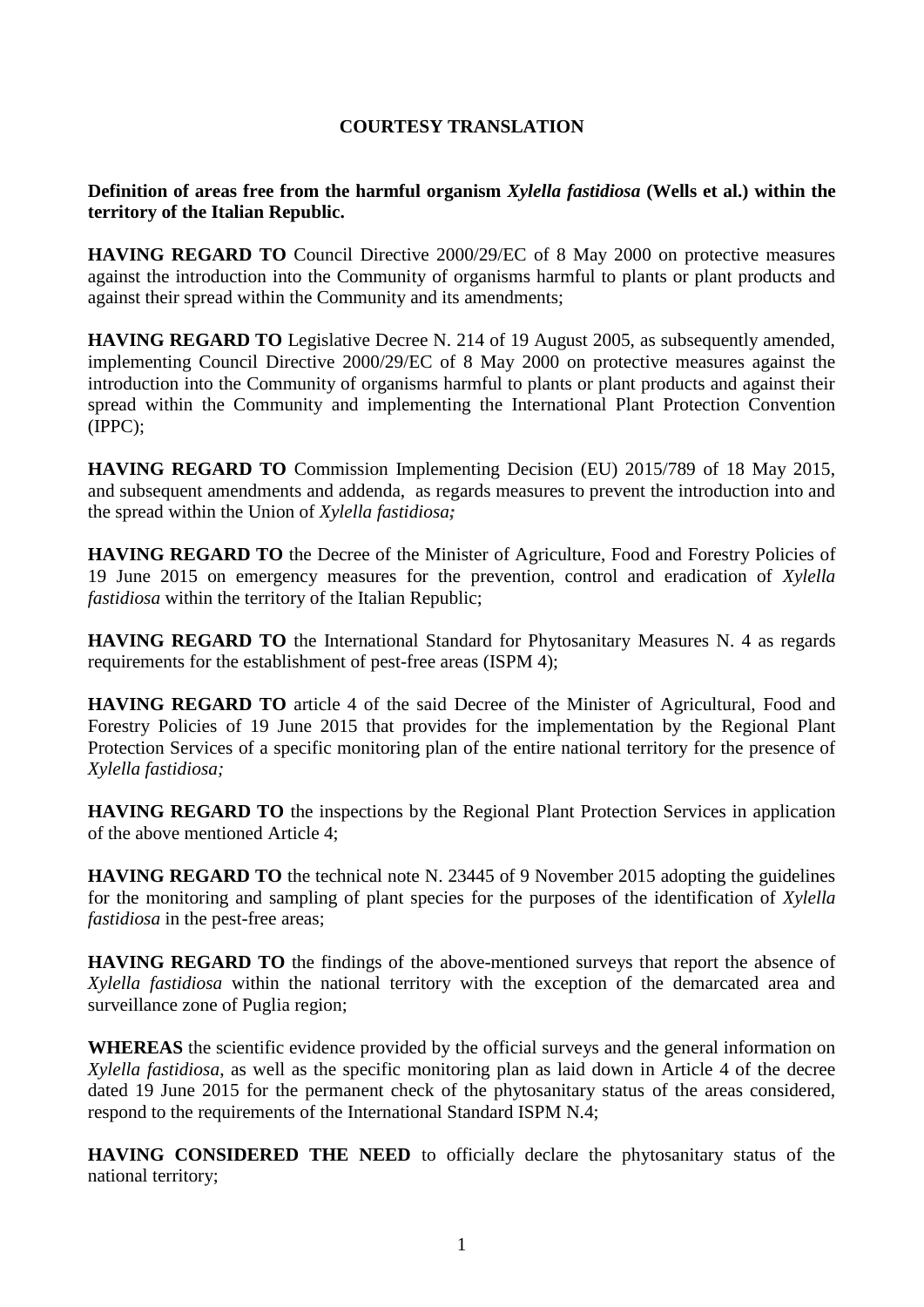**COURTESY TRANSLATION**

**Definition of areas free from the harmful organism *Xylella fastidiosa* (Wells et al.) within the territory of the Italian Republic.**

**HAVING REGARD TO** Council Directive 2000/29/EC of 8 May 2000 on protective measures against the introduction into the Community of organisms harmful to plants or plant products and against their spread within the Community and its amendments;

**HAVING REGARD TO** Legislative Decree N. 214 of 19 August 2005, as subsequently amended, implementing Council Directive 2000/29/EC of 8 May 2000 on protective measures against the introduction into the Community of organisms harmful to plants or plant products and against their spread within the Community and implementing the International Plant Protection Convention (IPPC);

**HAVING REGARD TO** Commission Implementing Decision (EU) 2015/789 of 18 May 2015, and subsequent amendments and addenda, as regards measures to prevent the introduction into and the spread within the Union of *Xylella fastidiosa;*

**HAVING REGARD TO** the Decree of the Minister of Agriculture, Food and Forestry Policies of 19 June 2015 on emergency measures for the prevention, control and eradication of *Xylella fastidiosa* within the territory of the Italian Republic;

**HAVING REGARD TO** the International Standard for Phytosanitary Measures N. 4 as regards requirements for the establishment of pest-free areas (ISPM 4);

**HAVING REGARD TO** article 4 of the said Decree of the Minister of Agricultural, Food and Forestry Policies of 19 June 2015 that provides for the implementation by the Regional Plant Protection Services of a specific monitoring plan of the entire national territory for the presence of *Xylella fastidiosa;*

**HAVING REGARD TO** the inspections by the Regional Plant Protection Services in application of the above mentioned Article 4;

**HAVING REGARD TO** the technical note N. 23445 of 9 November 2015 adopting the guidelines for the monitoring and sampling of plant species for the purposes of the identification of *Xylella fastidiosa* in the pest-free areas;

**HAVING REGARD TO** the findings of the above-mentioned surveys that report the absence of *Xylella fastidiosa* within the national territory with the exception of the demarcated area and surveillance zone of Puglia region;

**WHEREAS** the scientific evidence provided by the official surveys and the general information on *Xylella fastidiosa*, as well as the specific monitoring plan as laid down in Article 4 of the decree dated 19 June 2015 for the permanent check of the phytosanitary status of the areas considered, respond to the requirements of the International Standard ISPM N.4;

**HAVING CONSIDERED THE NEED** to officially declare the phytosanitary status of the national territory;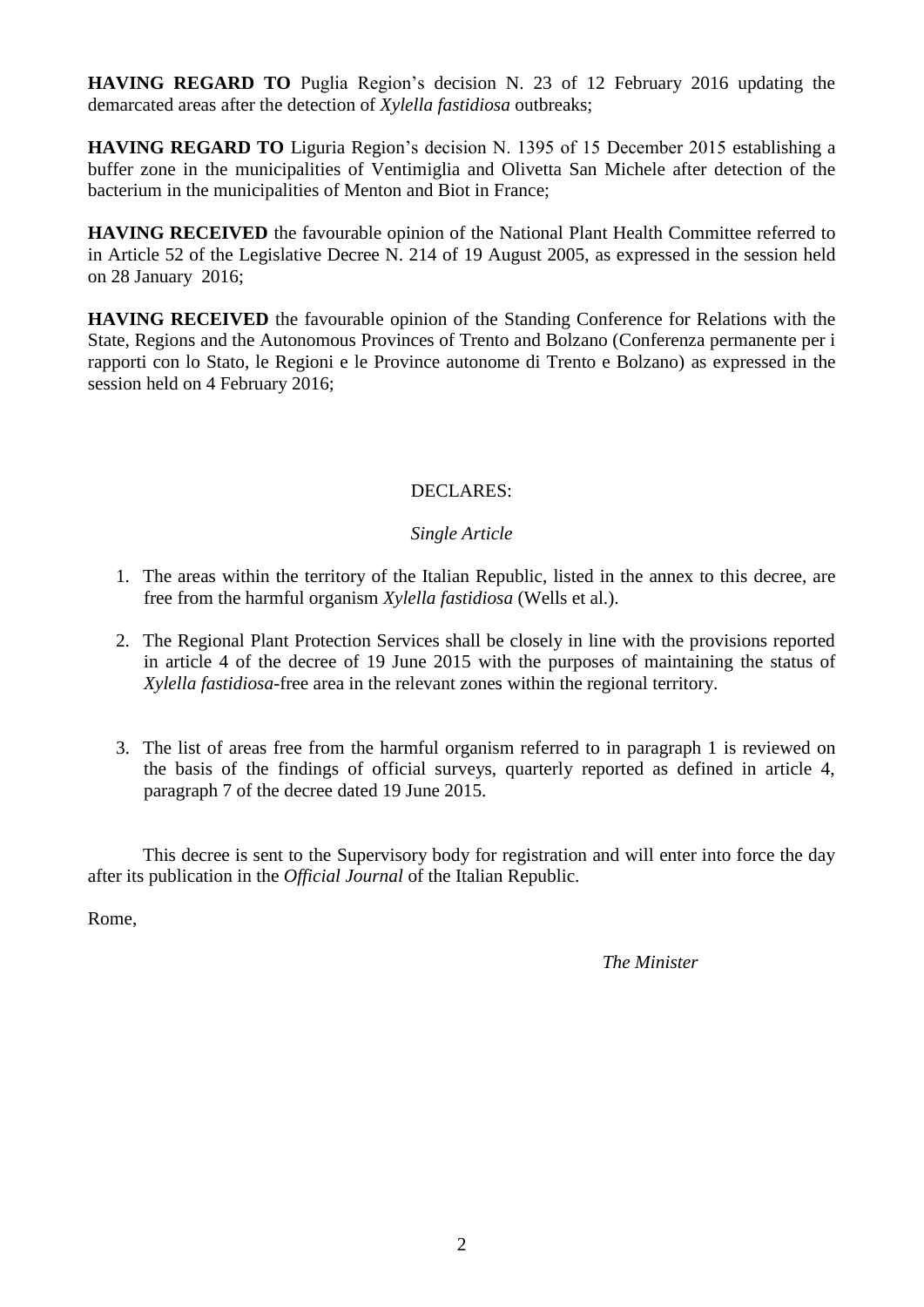**HAVING REGARD TO** Puglia Region's decision N. 23 of 12 February 2016 updating the demarcated areas after the detection of *Xylella fastidiosa* outbreaks;

**HAVING REGARD TO** Liguria Region's decision N. 1395 of 15 December 2015 establishing a buffer zone in the municipalities of Ventimiglia and Olivetta San Michele after detection of the bacterium in the municipalities of Menton and Biot in France;

**HAVING RECEIVED** the favourable opinion of the National Plant Health Committee referred to in Article 52 of the Legislative Decree N. 214 of 19 August 2005, as expressed in the session held on 28 January 2016;

**HAVING RECEIVED** the favourable opinion of the Standing Conference for Relations with the State, Regions and the Autonomous Provinces of Trento and Bolzano (Conferenza permanente per i rapporti con lo Stato, le Regioni e le Province autonome di Trento e Bolzano) as expressed in the session held on 4 February 2016;

DECLARES:

*Single Article*

1. The areas within the territory of the Italian Republic, listed in the annex to this decree, are free from the harmful organism *Xylella fastidiosa* (Wells et al.).

2. The Regional Plant Protection Services shall be closely in line with the provisions reported in article 4 of the decree of 19 June 2015 with the purposes of maintaining the status of *Xylella fastidiosa*-free area in the relevant zones within the regional territory.

3. The list of areas free from the harmful organism referred to in paragraph 1 is reviewed on the basis of the findings of official surveys, quarterly reported as defined in article 4, paragraph 7 of the decree dated 19 June 2015.

This decree is sent to the Supervisory body for registration and will enter into force the day after its publication in the *Official Journal* of the Italian Republic.

Rome,

*The Minister*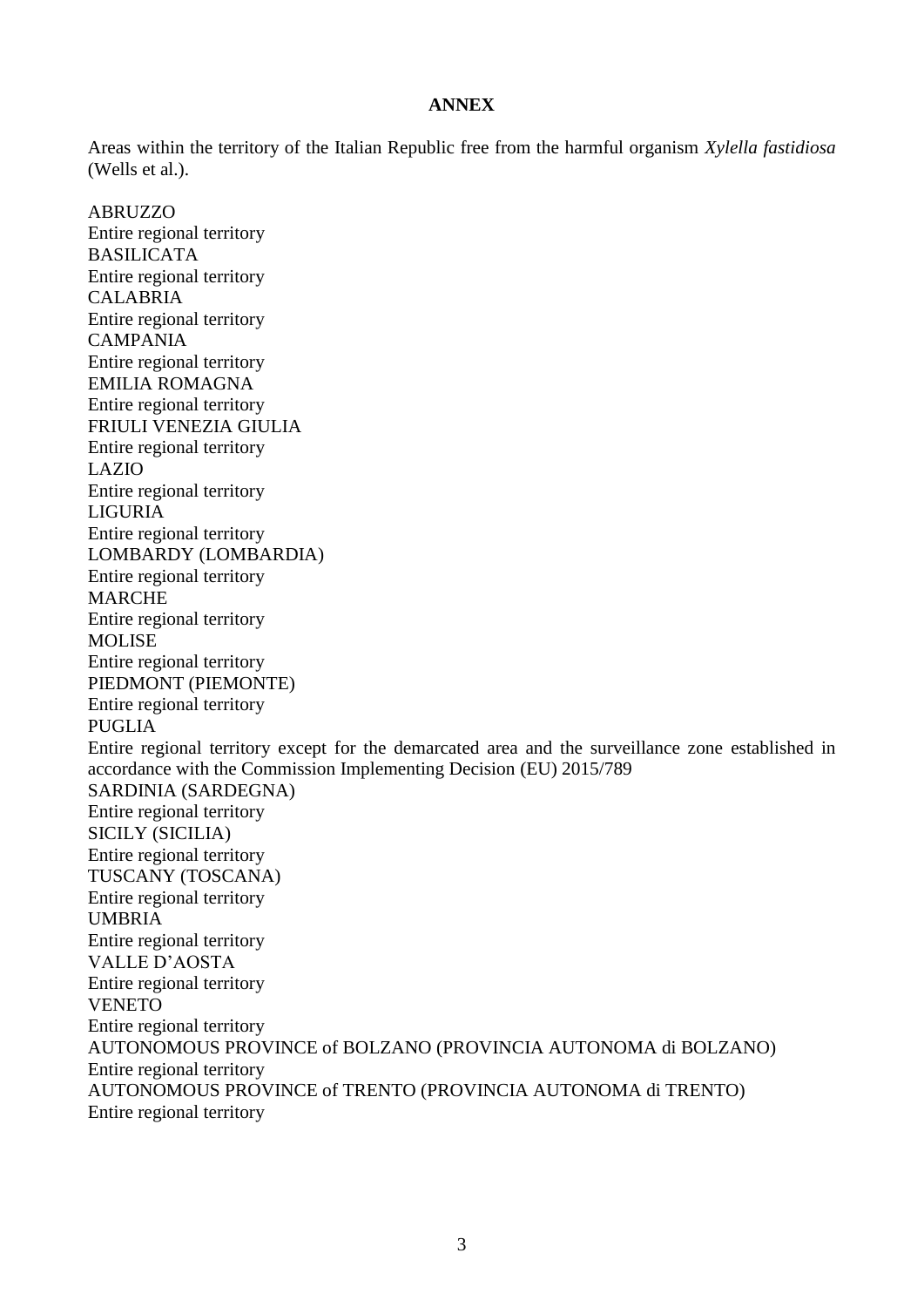**ANNEX**

Areas within the territory of the Italian Republic free from the harmful organism *Xylella fastidiosa* (Wells et al.).

ABRUZZO
Entire regional territory
BASILICATA
Entire regional territory
CALABRIA
Entire regional territory
CAMPANIA
Entire regional territory
EMILIA ROMAGNA
Entire regional territory
FRIULI VENEZIA GIULIA
Entire regional territory
LAZIO
Entire regional territory
LIGURIA
Entire regional territory
LOMBARDY (LOMBARDIA)
Entire regional territory
MARCHE
Entire regional territory
MOLISE
Entire regional territory
PIEDMONT (PIEMONTE)
Entire regional territory
PUGLIA
Entire regional territory except for the demarcated area and the surveillance zone established in accordance with the Commission Implementing Decision (EU) 2015/789
SARDINIA (SARDEGNA)
Entire regional territory
SICILY (SICILIA)
Entire regional territory
TUSCANY (TOSCANA)
Entire regional territory
UMBRIA
Entire regional territory
VALLE D'AOSTA
Entire regional territory
VENETO
Entire regional territory
AUTONOMOUS PROVINCE of BOLZANO (PROVINCIA AUTONOMA di BOLZANO)
Entire regional territory
AUTONOMOUS PROVINCE of TRENTO (PROVINCIA AUTONOMA di TRENTO)
Entire regional territory